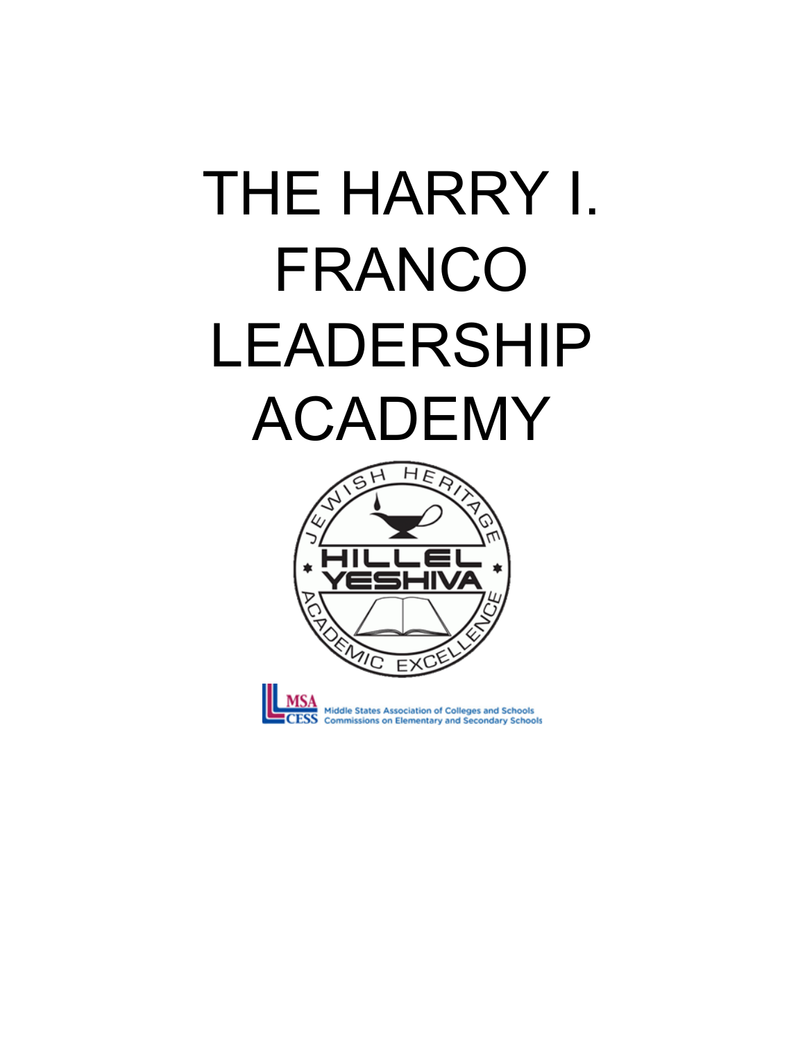# THE HARRY I. FRANCO LEADERSHIP ACADEMY

JEWISH HERITAGE

HILLEL YESHIVA

ACADEMIC EXCELLENCE

MSA CESS Middle States Association of Colleges and Schools Commissions on Elementary and Secondary Schools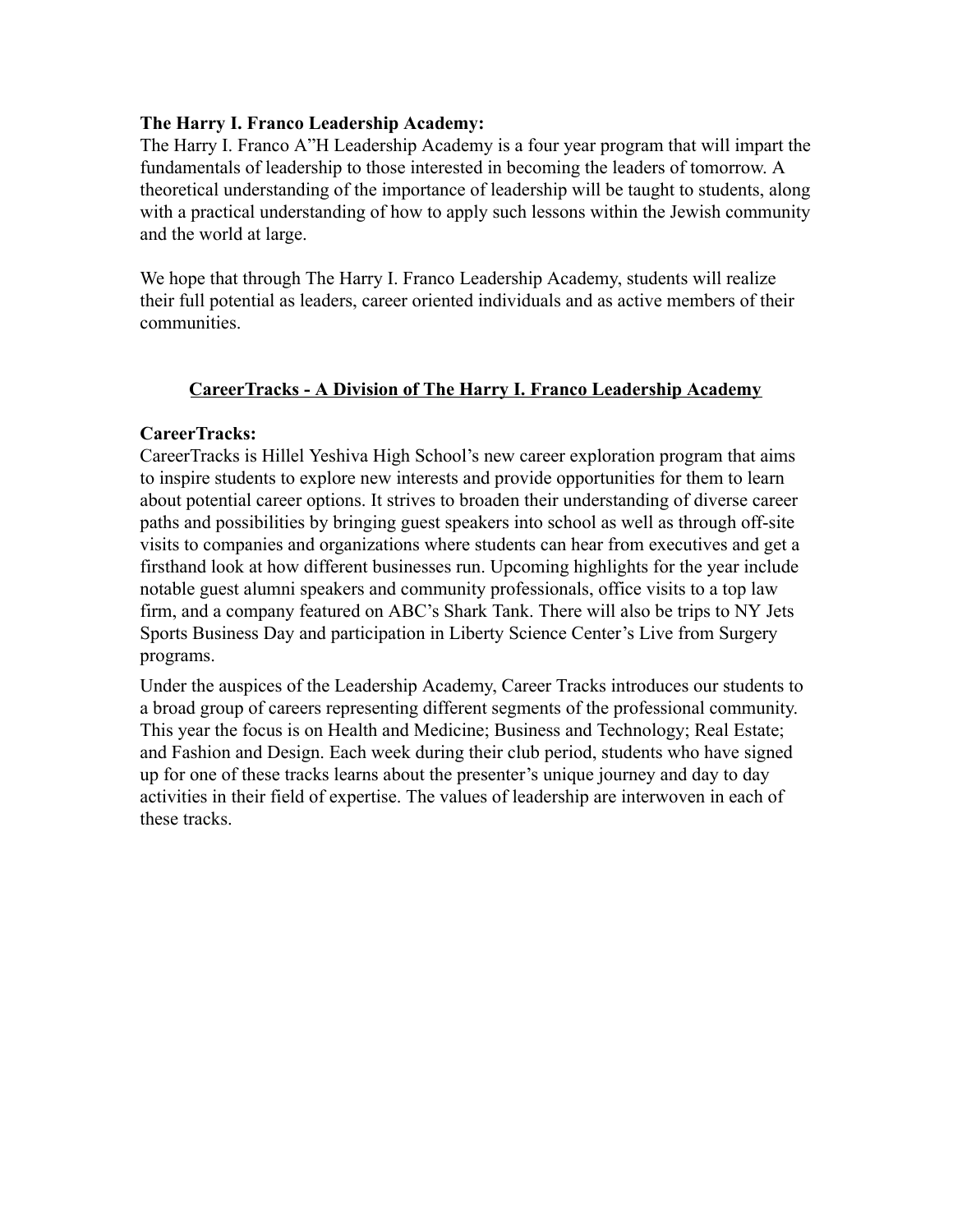**The Harry I. Franco Leadership Academy:**

The Harry I. Franco A"H Leadership Academy is a four year program that will impart the fundamentals of leadership to those interested in becoming the leaders of tomorrow. A theoretical understanding of the importance of leadership will be taught to students, along with a practical understanding of how to apply such lessons within the Jewish community and the world at large.

We hope that through The Harry I. Franco Leadership Academy, students will realize their full potential as leaders, career oriented individuals and as active members of their communities.

## CareerTracks - A Division of The Harry I. Franco Leadership Academy

**CareerTracks:**

CareerTracks is Hillel Yeshiva High School's new career exploration program that aims to inspire students to explore new interests and provide opportunities for them to learn about potential career options. It strives to broaden their understanding of diverse career paths and possibilities by bringing guest speakers into school as well as through off-site visits to companies and organizations where students can hear from executives and get a firsthand look at how different businesses run. Upcoming highlights for the year include notable guest alumni speakers and community professionals, office visits to a top law firm, and a company featured on ABC's Shark Tank. There will also be trips to NY Jets Sports Business Day and participation in Liberty Science Center's Live from Surgery programs.

Under the auspices of the Leadership Academy, Career Tracks introduces our students to a broad group of careers representing different segments of the professional community. This year the focus is on Health and Medicine; Business and Technology; Real Estate; and Fashion and Design. Each week during their club period, students who have signed up for one of these tracks learns about the presenter's unique journey and day to day activities in their field of expertise. The values of leadership are interwoven in each of these tracks.